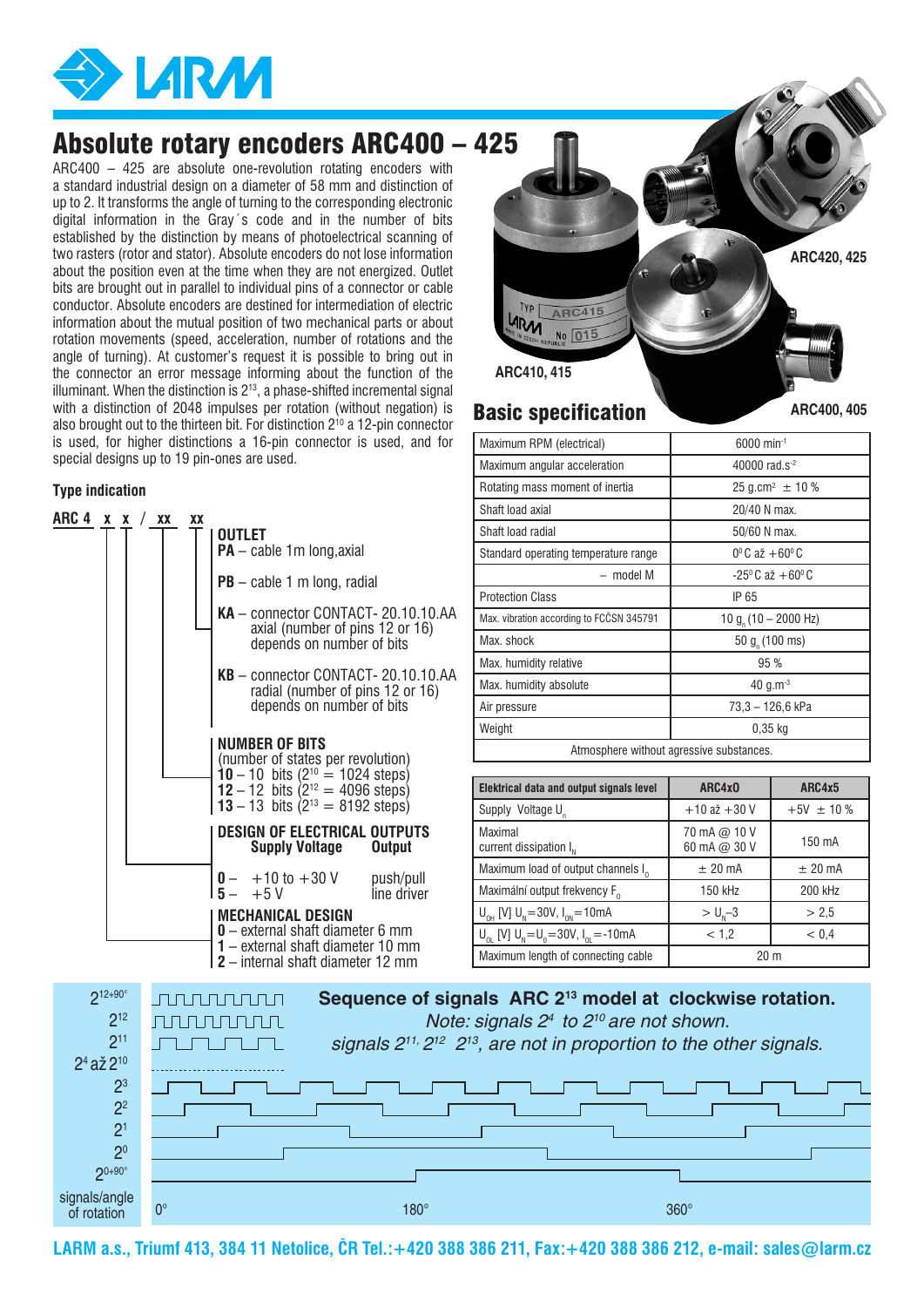# Absolute rotary encoders ARC400 – 425

ARC400 – 425 are absolute one-revolution rotating encoders with a standard industrial design on a diameter of 58 mm and distinction of up to 2. It transforms the angle of turning to the corresponding electronic digital information in the Gray´s code and in the number of bits established by the distinction by means of photoelectrical scanning of two rasters (rotor and stator). Absolute encoders do not lose information about the position even at the time when they are not energized. Outlet bits are brought out in parallel to individual pins of a connector or cable conductor. Absolute encoders are destined for intermediation of electric information about the mutual position of two mechanical parts or about rotation movements (speed, acceleration, number of rotations and the angle of turning). At customer's request it is possible to bring out in the connector an error message informing about the function of the illuminant. When the distinction is $2^{13}$, a phase-shifted incremental signal with a distinction of 2048 impulses per rotation (without negation) is also brought out to the thirteen bit. For distinction $2^{10}$ a 12-pin connector is used, for higher distinctions a 16-pin connector is used, and for special designs up to 19 pin-ones are used.

ARC420, 425

ARC410, 415

ARC400, 405

## Type indication

**ARC 4 x x / xx xx**

**OUTLET**
- **PA** – cable 1m long,axial
- **PB** – cable 1 m long, radial
- **KA** – connector CONTACT- 20.10.10.AA axial (number of pins 12 or 16) depends on number of bits
- **KB** – connector CONTACT- 20.10.10.AA radial (number of pins 12 or 16) depends on number of bits

**NUMBER OF BITS**
(number of states per revolution)
- **10** – 10 bits ($2^{10}$ = 1024 steps)
- **12** – 12 bits ($2^{12}$ = 4096 steps)
- **13** – 13 bits ($2^{13}$ = 8192 steps)

**DESIGN OF ELECTRICAL OUTPUTS**

| | Supply Voltage | Output |
|---|---|---|
| **0** – | +10 to +30 V | push/pull |
| **5** – | +5 V | line driver |

**MECHANICAL DESIGN**
- **0** – external shaft diameter 6 mm
- **1** – external shaft diameter 10 mm
- **2** – internal shaft diameter 12 mm

## Basic specification

| | |
|---|---|
| Maximum RPM (electrical) | 6000 min$^{-1}$ |
| Maximum angular acceleration | 40000 rad.s$^{-2}$ |
| Rotating mass moment of inertia | 25 g.cm$^2$ ± 10 % |
| Shaft load axial | 20/40 N max. |
| Shaft load radial | 50/60 N max. |
| Standard operating temperature range | 0°C až +60°C |
| – model M | -25°C až +60°C |
| Protection Class | IP 65 |
| Max. vibration according to FCČSN 345791 | 10 $g_n$ (10 – 2000 Hz) |
| Max. shock | 50 $g_n$ (100 ms) |
| Max. humidity relative | 95 % |
| Max. humidity absolute | 40 g.m$^{-3}$ |
| Air pressure | 73,3 – 126,6 kPa |
| Weight | 0,35 kg |
| Atmosphere without agressive substances. | |

| Elektrical data and output signals level | ARC4x0 | ARC4x5 |
|---|---|---|
| Supply Voltage $U_n$ | +10 až +30 V | +5V ± 10 % |
| Maximal current dissipation $I_N$ | 70 mA @ 10 V<br>60 mA @ 30 V | 150 mA |
| Maximum load of output channels $I_0$ | ± 20 mA | ± 20 mA |
| Maximální output frekvency $F_0$ | 150 kHz | 200 kHz |
| $U_{OH}$ [V] $U_N$=30V, $I_{ON}$=10mA | > $U_N$–3 | > 2,5 |
| $U_{OL}$ [V] $U_N$=$U_0$=30V, $I_{OL}$=-10mA | < 1,2 | < 0,4 |
| Maximum length of connecting cable | 20 m | |

**Sequence of signals ARC $2^{13}$ model at clockwise rotation.**

*Note: signals $2^4$ to $2^{10}$ are not shown.*
*signals $2^{11}$, $2^{12}$ $2^{13}$, are not in proportion to the other signals.*

Signals: $2^{12+90°}$, $2^{12}$, $2^{11}$, $2^4$ až $2^{10}$, $2^3$, $2^2$, $2^1$, $2^0$, $2^{0+90°}$

signals/angle of rotation: 0°, 180°, 360°

**LARM a.s., Triumf 413, 384 11 Netolice, ČR Tel.:+420 388 386 211, Fax:+420 388 386 212, e-mail: sales@larm.cz**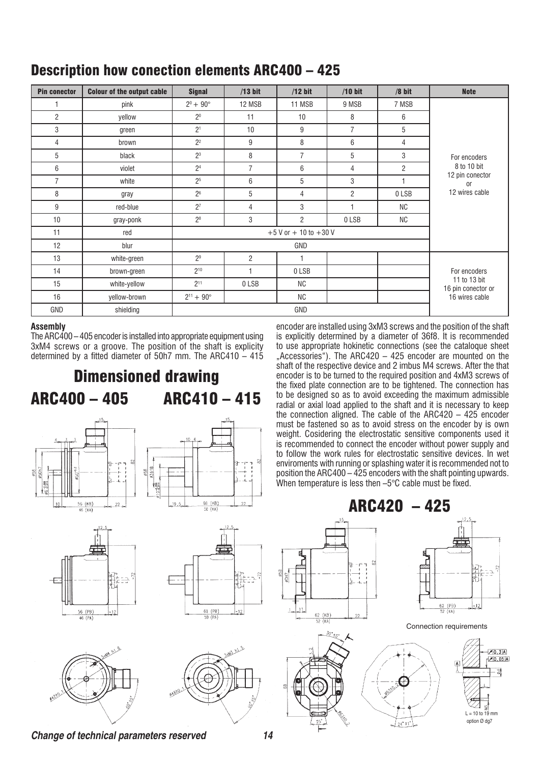## Description how conection elements ARC400 – 425

| Pin conector | Colour of the output cable | Signal | /13 bit | /12 bit | /10 bit | /8 bit | Note |
|---|---|---|---|---|---|---|---|
| 1 | pink | $2^0 + 90°$ | 12 MSB | 11 MSB | 9 MSB | 7 MSB | For encoders 8 to 10 bit 12 pin conector or 12 wires cable |
| 2 | yellow | $2^0$ | 11 | 10 | 8 | 6 | |
| 3 | green | $2^1$ | 10 | 9 | 7 | 5 | |
| 4 | brown | $2^2$ | 9 | 8 | 6 | 4 | |
| 5 | black | $2^3$ | 8 | 7 | 5 | 3 | |
| 6 | violet | $2^4$ | 7 | 6 | 4 | 2 | |
| 7 | white | $2^5$ | 6 | 5 | 3 | 1 | |
| 8 | gray | $2^6$ | 5 | 4 | 2 | 0 LSB | |
| 9 | red-blue | $2^7$ | 4 | 3 | 1 | NC | |
| 10 | gray-ponk | $2^8$ | 3 | 2 | 0 LSB | NC | |
| 11 | red | +5 V or + 10 to +30 V | | | | | |
| 12 | blur | GND | | | | | |
| 13 | white-green | $2^9$ | 2 | 1 | | | For encoders 11 to 13 bit 16 pin conector or 16 wires cable |
| 14 | brown-green | $2^{10}$ | 1 | 0 LSB | | | |
| 15 | white-yellow | $2^{11}$ | 0 LSB | NC | | | |
| 16 | yellow-brown | $2^{11} + 90°$ | | NC | | | |
| GND | shielding | GND | | | | | |

**Assembly**

The ARC400 – 405 encoder is installed into appropriate equipment using 3xM4 screws or a groove. The position of the shaft is explicity determined by a fitted diameter of 50h7 mm. The ARC410 – 415 encoder are installed using 3xM3 screws and the position of the shaft is explicitly determined by a diameter of 36f8. It is recommended to use appropriate hokinetic connections (see the cataloque sheet „Accessories"). The ARC420 – 425 encoder are mounted on the shaft of the respective device and 2 imbus M4 screws. After the that encoder is to be turned to the required position and 4xM3 screws of the fixed plate connection are to be tightened. The connection has to be designed so as to avoid exceeding the maximum admissible radial or axial load applied to the shaft and it is necessary to keep the connection aligned. The cable of the ARC420 – 425 encoder must be fastened so as to avoid stress on the encoder by is own weight. Cosidering the electrostatic sensitive components used it is recommended to connect the encoder without power supply and to follow the work rules for electrostatic sensitive devices. In wet enviroments with running or splashing water it is recommended not to position the ARC400 – 425 encoders with the shaft pointing upwards. When temperature is less then –5°C cable must be fixed.

# Dimensioned drawing

## ARC400 – 405 ARC410 – 415

## ARC420 – 425

Connection requirements

L = 10 to 19 mm
option Ø dg7

*Change of technical parameters reserved*